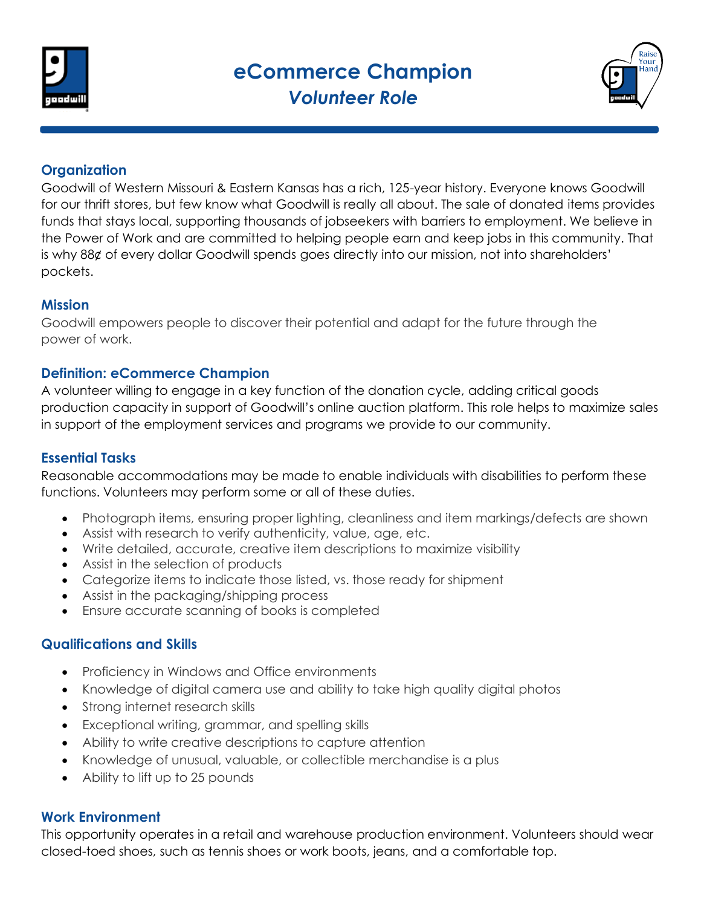# eCommerce Champion

## *Volunteer Role*

### Organization

Goodwill of Western Missouri & Eastern Kansas has a rich, 125-year history. Everyone knows Goodwill for our thrift stores, but few know what Goodwill is really all about. The sale of donated items provides funds that stays local, supporting thousands of jobseekers with barriers to employment. We believe in the Power of Work and are committed to helping people earn and keep jobs in this community. That is why 88¢ of every dollar Goodwill spends goes directly into our mission, not into shareholders' pockets.

### Mission

Goodwill empowers people to discover their potential and adapt for the future through the power of work.

### Definition: eCommerce Champion

A volunteer willing to engage in a key function of the donation cycle, adding critical goods production capacity in support of Goodwill's online auction platform. This role helps to maximize sales in support of the employment services and programs we provide to our community.

### Essential Tasks

Reasonable accommodations may be made to enable individuals with disabilities to perform these functions. Volunteers may perform some or all of these duties.

- Photograph items, ensuring proper lighting, cleanliness and item markings/defects are shown
- Assist with research to verify authenticity, value, age, etc.
- Write detailed, accurate, creative item descriptions to maximize visibility
- Assist in the selection of products
- Categorize items to indicate those listed, vs. those ready for shipment
- Assist in the packaging/shipping process
- Ensure accurate scanning of books is completed

### Qualifications and Skills

- Proficiency in Windows and Office environments
- Knowledge of digital camera use and ability to take high quality digital photos
- Strong internet research skills
- Exceptional writing, grammar, and spelling skills
- Ability to write creative descriptions to capture attention
- Knowledge of unusual, valuable, or collectible merchandise is a plus
- Ability to lift up to 25 pounds

### Work Environment

This opportunity operates in a retail and warehouse production environment. Volunteers should wear closed-toed shoes, such as tennis shoes or work boots, jeans, and a comfortable top.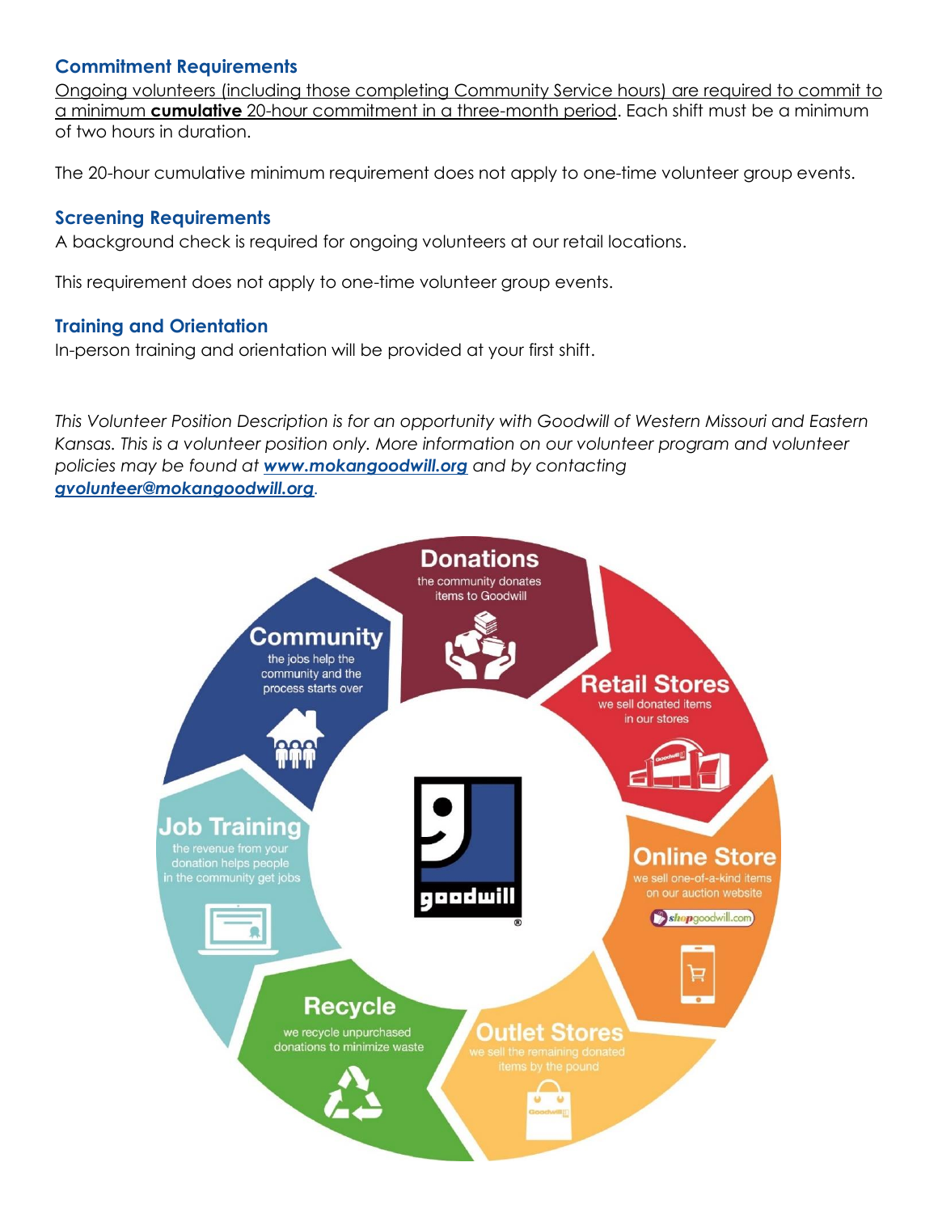## Commitment Requirements

Ongoing volunteers (including those completing Community Service hours) are required to commit to a minimum **cumulative** 20-hour commitment in a three-month period. Each shift must be a minimum of two hours in duration.

The 20-hour cumulative minimum requirement does not apply to one-time volunteer group events.

## Screening Requirements

A background check is required for ongoing volunteers at our retail locations.

This requirement does not apply to one-time volunteer group events.

## Training and Orientation

In-person training and orientation will be provided at your first shift.

*This Volunteer Position Description is for an opportunity with Goodwill of Western Missouri and Eastern Kansas. This is a volunteer position only. More information on our volunteer program and volunteer policies may be found at* ***www.mokangoodwill.org*** *and by contacting* ***gvolunteer@mokangoodwill.org****.*

Donations
the community donates items to Goodwill

Retail Stores
we sell donated items in our stores

Online Store
we sell one-of-a-kind items on our auction website
shopgoodwill.com

Outlet Stores
we sell the remaining donated items by the pound

Recycle
we recycle unpurchased donations to minimize waste

Job Training
the revenue from your donation helps people in the community get jobs

Community
the jobs help the community and the process starts over

goodwill